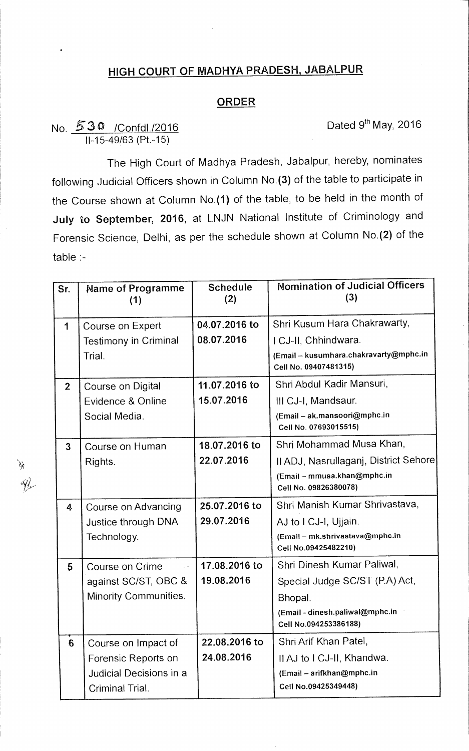## HIGH COURT OF MADHYA PRADESH, JABALPUR

## ORDER

No. 530 /Confdl./2016 Dated 9th May, 2016

II-15-49/63 (Pt.-15)

The High Court of Madhya Pradesh, Jabalpur, hereby, nominates following Judicial Officers shown in Column No.**(3)** of the table to participate in the Course shown at Column No.**(1)** of the table, to be held in the month of **July to September, 2016,** at LNJN National Institute of Criminology and Forensic Science, Delhi, as per the schedule shown at Column No.**(2)** of the table :-

| Sr. | Name of Programme (1) | Schedule (2) | Nomination of Judicial Officers (3) |
|---|---|---|---|
| 1 | Course on Expert Testimony in Criminal Trial. | 04.07.2016 to 08.07.2016 | Shri Kusum Hara Chakrawarty, I CJ-II, Chhindwara. **(Email – kusumhara.chakravarty@mphc.in Cell No. 09407481315)** |
| 2 | Course on Digital Evidence & Online Social Media. | 11.07.2016 to 15.07.2016 | Shri Abdul Kadir Mansuri, III CJ-I, Mandsaur. **(Email – ak.mansoori@mphc.in Cell No. 07693015515)** |
| 3 | Course on Human Rights. | 18.07.2016 to 22.07.2016 | Shri Mohammad Musa Khan, II ADJ, Nasrullaganj, District Sehore **(Email – mmusa.khan@mphc.in Cell No. 09826380078)** |
| 4 | Course on Advancing Justice through DNA Technology. | 25.07.2016 to 29.07.2016 | Shri Manish Kumar Shrivastava, AJ to I CJ-I, Ujjain. **(Email – mk.shrivastava@mphc.in Cell No.09425482210)** |
| 5 | Course on Crime against SC/ST, OBC & Minority Communities. | 17.08.2016 to 19.08.2016 | Shri Dinesh Kumar Paliwal, Special Judge SC/ST (P.A) Act, Bhopal. **(Email - dinesh.paliwal@mphc.in Cell No.094253386188)** |
| 6 | Course on Impact of Forensic Reports on Judicial Decisions in a Criminal Trial. | 22.08.2016 to 24.08.2016 | Shri Arif Khan Patel, II AJ to I CJ-II, Khandwa. **(Email – arifkhan@mphc.in Cell No.09425349448)** |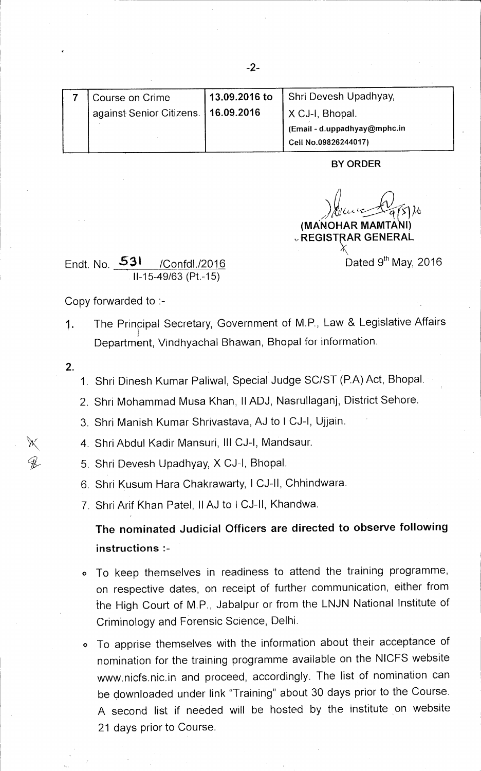| 7 | Course on Crime against Senior Citizens. | 13.09.2016 to 16.09.2016 | Shri Devesh Upadhyay, X CJ-I, Bhopal. (Email - d.uppadhyay@mphc.in Cell No.09826244017) |
|---|---|---|---|

**BY ORDER**

(MANOHAR MAMTANI)
REGISTRAR GENERAL

Endt. No. 531 /Confdl./2016
II-15-49/63 (Pt.-15)

Dated 9th May, 2016

Copy forwarded to :-

1. The Principal Secretary, Government of M.P., Law & Legislative Affairs Department, Vindhyachal Bhawan, Bhopal for information.

2.
   1. Shri Dinesh Kumar Paliwal, Special Judge SC/ST (P.A) Act, Bhopal.
   2. Shri Mohammad Musa Khan, II ADJ, Nasrullaganj, District Sehore.
   3. Shri Manish Kumar Shrivastava, AJ to I CJ-I, Ujjain.
   4. Shri Abdul Kadir Mansuri, III CJ-I, Mandsaur.
   5. Shri Devesh Upadhyay, X CJ-I, Bhopal.
   6. Shri Kusum Hara Chakrawarty, I CJ-II, Chhindwara.
   7. Shri Arif Khan Patel, II AJ to I CJ-II, Khandwa.

**The nominated Judicial Officers are directed to observe following instructions :-**

- To keep themselves in readiness to attend the training programme, on respective dates, on receipt of further communication, either from the High Court of M.P., Jabalpur or from the LNJN National Institute of Criminology and Forensic Science, Delhi.
- To apprise themselves with the information about their acceptance of nomination for the training programme available on the NICFS website www.nicfs.nic.in and proceed, accordingly. The list of nomination can be downloaded under link "Training" about 30 days prior to the Course. A second list if needed will be hosted by the institute on website 21 days prior to Course.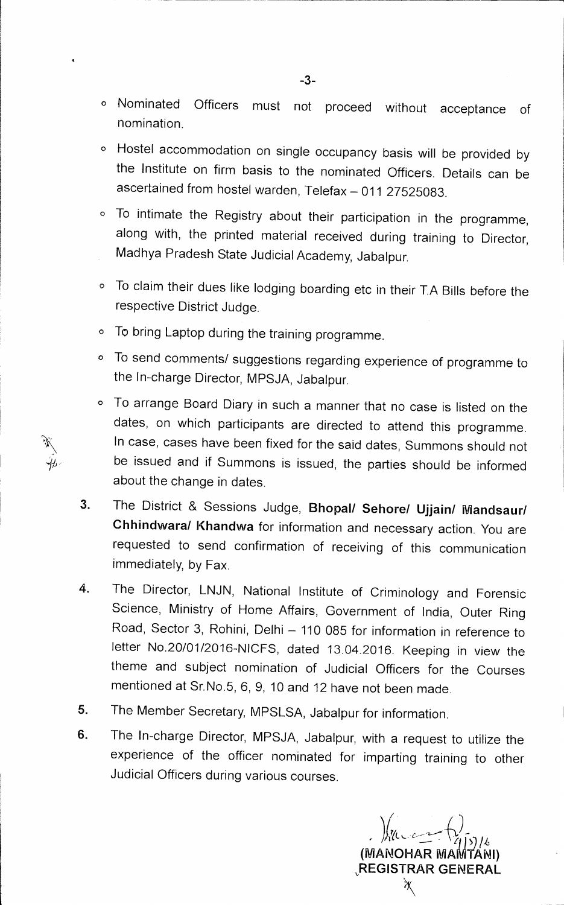- Nominated Officers must not proceed without acceptance of nomination.
- Hostel accommodation on single occupancy basis will be provided by the Institute on firm basis to the nominated Officers. Details can be ascertained from hostel warden, Telefax – 011 27525083.
- To intimate the Registry about their participation in the programme, along with, the printed material received during training to Director, Madhya Pradesh State Judicial Academy, Jabalpur.
- To claim their dues like lodging boarding etc in their T.A Bills before the respective District Judge.
- To bring Laptop during the training programme.
- To send comments/ suggestions regarding experience of programme to the In-charge Director, MPSJA, Jabalpur.
- To arrange Board Diary in such a manner that no case is listed on the dates, on which participants are directed to attend this programme. In case, cases have been fixed for the said dates, Summons should not be issued and if Summons is issued, the parties should be informed about the change in dates.

3. The District & Sessions Judge, **Bhopal/ Sehore/ Ujjain/ Mandsaur/ Chhindwara/ Khandwa** for information and necessary action. You are requested to send confirmation of receiving of this communication immediately, by Fax.
4. The Director, LNJN, National Institute of Criminology and Forensic Science, Ministry of Home Affairs, Government of India, Outer Ring Road, Sector 3, Rohini, Delhi – 110 085 for information in reference to letter No.20/01/2016-NICFS, dated 13.04.2016. Keeping in view the theme and subject nomination of Judicial Officers for the Courses mentioned at Sr.No.5, 6, 9, 10 and 12 have not been made.
5. The Member Secretary, MPSLSA, Jabalpur for information.
6. The In-charge Director, MPSJA, Jabalpur, with a request to utilize the experience of the officer nominated for imparting training to other Judicial Officers during various courses.

**(MANOHAR MAMTANI)**
**REGISTRAR GENERAL**